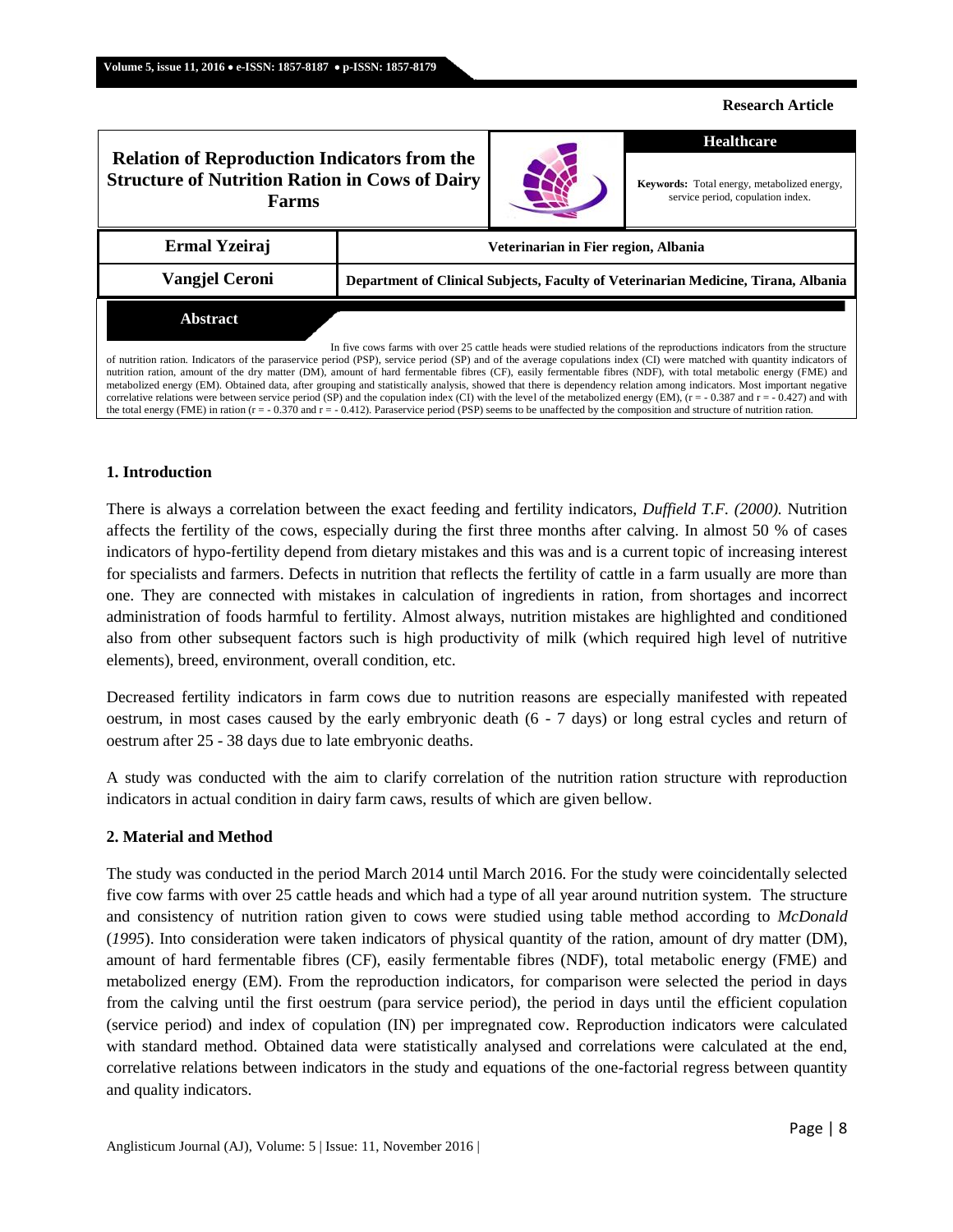**Research Article**

# Relation of Reproduction Indicators from the Structure of Nutrition Ration in Cows of Dairy Farms

**Healthcare**

**Keywords:** Total energy, metabolized energy, service period, copulation index.

| | |
|---|---|
| **Ermal Yzeiraj** | **Veterinarian in Fier region, Albania** |
| **Vangjel Ceroni** | **Department of Clinical Subjects, Faculty of Veterinarian Medicine, Tirana, Albania** |

**Abstract**

In five cows farms with over 25 cattle heads were studied relations of the reproductions indicators from the structure of nutrition ration. Indicators of the paraservice period (PSP), service period (SP) and of the average copulations index (CI) were matched with quantity indicators of nutrition ration, amount of the dry matter (DM), amount of hard fermentable fibres (CF), easily fermentable fibres (NDF), with total metabolic energy (FME) and metabolized energy (EM). Obtained data, after grouping and statistically analysis, showed that there is dependency relation among indicators. Most important negative correlative relations were between service period (SP) and the copulation index (CI) with the level of the metabolized energy (EM), ($r = -0.387$ and $r = -0.427$) and with the total energy (FME) in ration ($r = -0.370$ and $r = -0.412$). Paraservice period (PSP) seems to be unaffected by the composition and structure of nutrition ration.

## 1. Introduction

There is always a correlation between the exact feeding and fertility indicators, *Duffield T.F. (2000).* Nutrition affects the fertility of the cows, especially during the first three months after calving. In almost 50 % of cases indicators of hypo-fertility depend from dietary mistakes and this was and is a current topic of increasing interest for specialists and farmers. Defects in nutrition that reflects the fertility of cattle in a farm usually are more than one. They are connected with mistakes in calculation of ingredients in ration, from shortages and incorrect administration of foods harmful to fertility. Almost always, nutrition mistakes are highlighted and conditioned also from other subsequent factors such is high productivity of milk (which required high level of nutritive elements), breed, environment, overall condition, etc.

Decreased fertility indicators in farm cows due to nutrition reasons are especially manifested with repeated oestrum, in most cases caused by the early embryonic death (6 - 7 days) or long estral cycles and return of oestrum after 25 - 38 days due to late embryonic deaths.

A study was conducted with the aim to clarify correlation of the nutrition ration structure with reproduction indicators in actual condition in dairy farm caws, results of which are given bellow.

## 2. Material and Method

The study was conducted in the period March 2014 until March 2016. For the study were coincidentally selected five cow farms with over 25 cattle heads and which had a type of all year around nutrition system. The structure and consistency of nutrition ration given to cows were studied using table method according to *McDonald* (*1995*). Into consideration were taken indicators of physical quantity of the ration, amount of dry matter (DM), amount of hard fermentable fibres (CF), easily fermentable fibres (NDF), total metabolic energy (FME) and metabolized energy (EM). From the reproduction indicators, for comparison were selected the period in days from the calving until the first oestrum (para service period), the period in days until the efficient copulation (service period) and index of copulation (IN) per impregnated cow. Reproduction indicators were calculated with standard method. Obtained data were statistically analysed and correlations were calculated at the end, correlative relations between indicators in the study and equations of the one-factorial regress between quantity and quality indicators.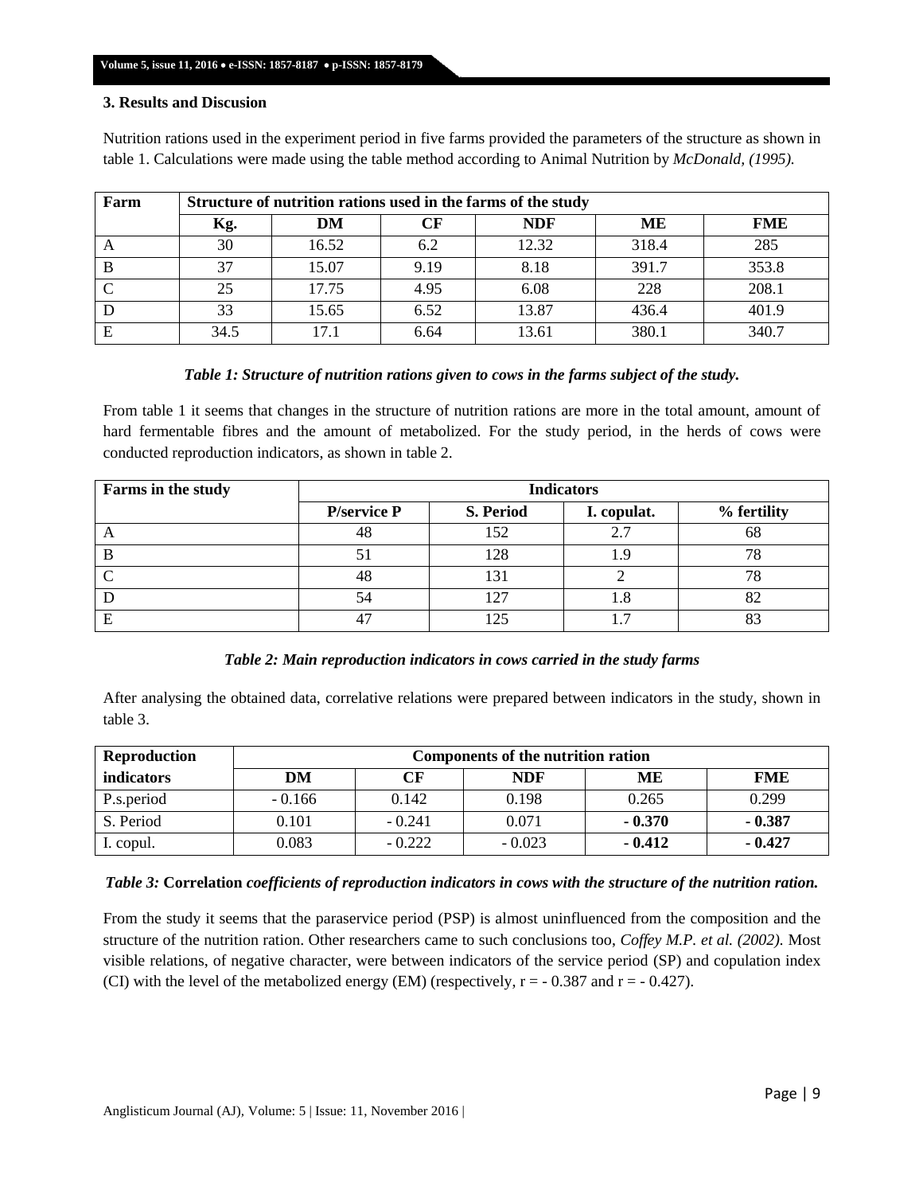### 3. Results and Discusion

Nutrition rations used in the experiment period in five farms provided the parameters of the structure as shown in table 1. Calculations were made using the table method according to Animal Nutrition by *McDonald, (1995).*

| Farm | Structure of nutrition rations used in the farms of the study | | | | | |
|---|---|---|---|---|---|---|
| | Kg. | DM | CF | NDF | ME | FME |
| A | 30 | 16.52 | 6.2 | 12.32 | 318.4 | 285 |
| B | 37 | 15.07 | 9.19 | 8.18 | 391.7 | 353.8 |
| C | 25 | 17.75 | 4.95 | 6.08 | 228 | 208.1 |
| D | 33 | 15.65 | 6.52 | 13.87 | 436.4 | 401.9 |
| E | 34.5 | 17.1 | 6.64 | 13.61 | 380.1 | 340.7 |

***Table 1: Structure of nutrition rations given to cows in the farms subject of the study.***

From table 1 it seems that changes in the structure of nutrition rations are more in the total amount, amount of hard fermentable fibres and the amount of metabolized. For the study period, in the herds of cows were conducted reproduction indicators, as shown in table 2.

| Farms in the study | Indicators | | | |
|---|---|---|---|---|
| | P/service P | S. Period | I. copulat. | % fertility |
| A | 48 | 152 | 2.7 | 68 |
| B | 51 | 128 | 1.9 | 78 |
| C | 48 | 131 | 2 | 78 |
| D | 54 | 127 | 1.8 | 82 |
| E | 47 | 125 | 1.7 | 83 |

***Table 2: Main reproduction indicators in cows carried in the study farms***

After analysing the obtained data, correlative relations were prepared between indicators in the study, shown in table 3.

| Reproduction indicators | Components of the nutrition ration | | | | |
|---|---|---|---|---|---|
| | DM | CF | NDF | ME | FME |
| P.s.period | - 0.166 | 0.142 | 0.198 | 0.265 | 0.299 |
| S. Period | 0.101 | - 0.241 | 0.071 | **- 0.370** | **- 0.387** |
| I. copul. | 0.083 | - 0.222 | - 0.023 | **- 0.412** | **- 0.427** |

***Table 3:* Correlation *coefficients of reproduction indicators in cows with the structure of the nutrition ration.***

From the study it seems that the paraservice period (PSP) is almost uninfluenced from the composition and the structure of the nutrition ration. Other researchers came to such conclusions too, *Coffey M.P. et al. (2002).* Most visible relations, of negative character, were between indicators of the service period (SP) and copulation index (CI) with the level of the metabolized energy (EM) (respectively, $r = -0.387$ and $r = -0.427$).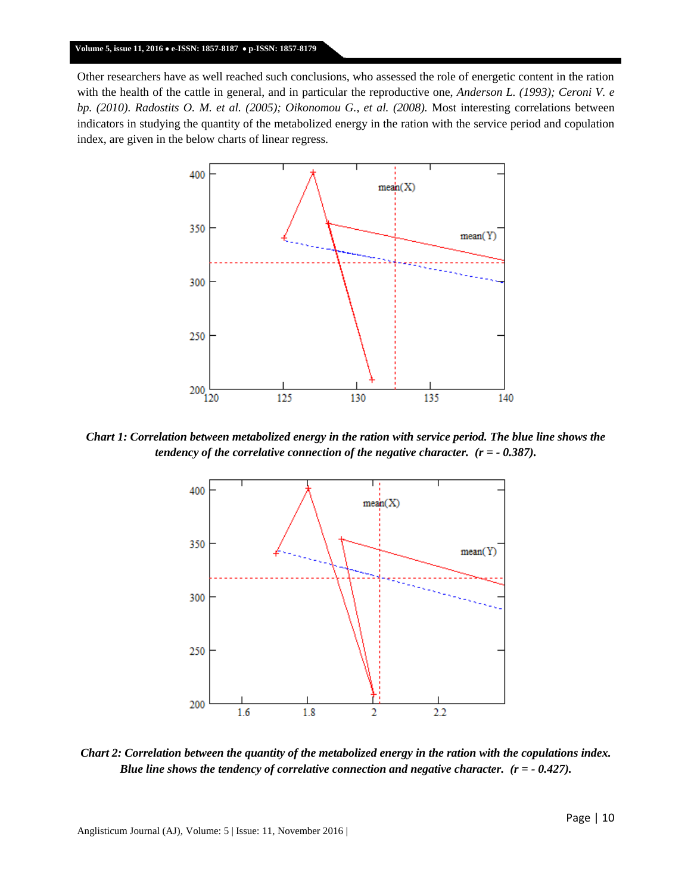Other researchers have as well reached such conclusions, who assessed the role of energetic content in the ration with the health of the cattle in general, and in particular the reproductive one, *Anderson L. (1993); Ceroni V. e bp. (2010). Radostits O. M. et al. (2005); Oikonomou G., et al. (2008).* Most interesting correlations between indicators in studying the quantity of the metabolized energy in the ration with the service period and copulation index, are given in the below charts of linear regress.

***Chart 1: Correlation between metabolized energy in the ration with service period. The blue line shows the tendency of the correlative connection of the negative character. (r = - 0.387).***

***Chart 2: Correlation between the quantity of the metabolized energy in the ration with the copulations index. Blue line shows the tendency of correlative connection and negative character. (r = - 0.427).***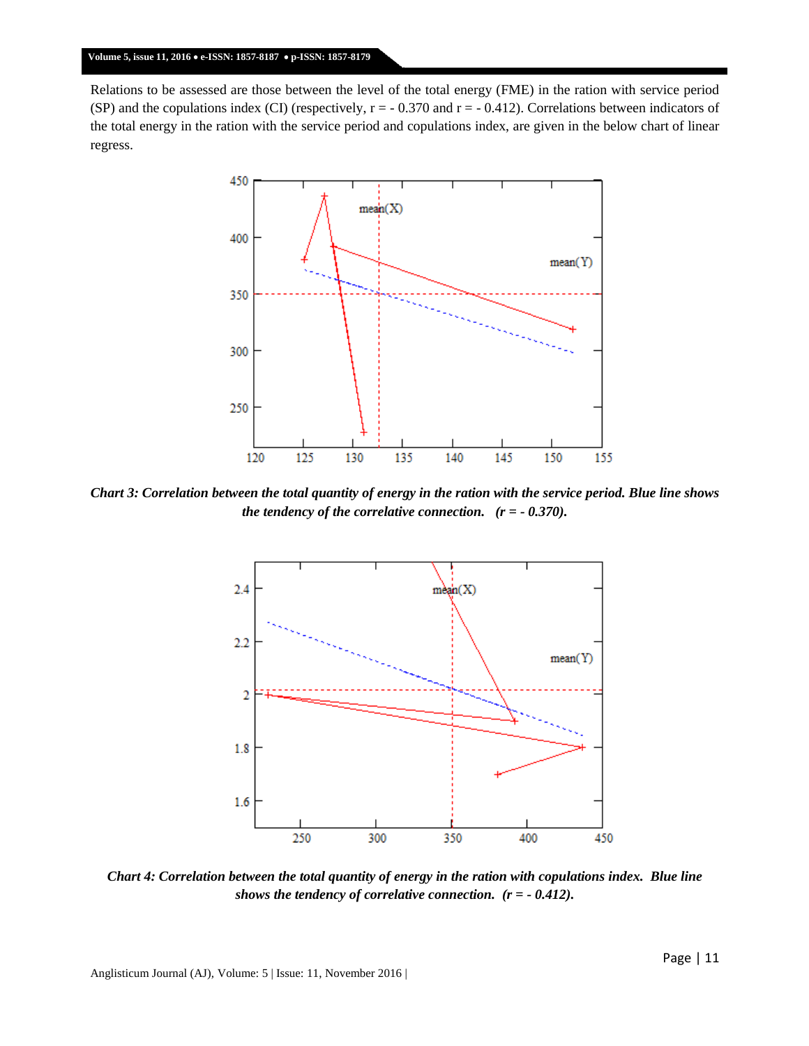Relations to be assessed are those between the level of the total energy (FME) in the ration with service period (SP) and the copulations index (CI) (respectively, r = - 0.370 and r = - 0.412). Correlations between indicators of the total energy in the ration with the service period and copulations index, are given in the below chart of linear regress.

***Chart 3: Correlation between the total quantity of energy in the ration with the service period. Blue line shows the tendency of the correlative connection. (r = - 0.370).***

***Chart 4: Correlation between the total quantity of energy in the ration with copulations index. Blue line shows the tendency of correlative connection. (r = - 0.412).***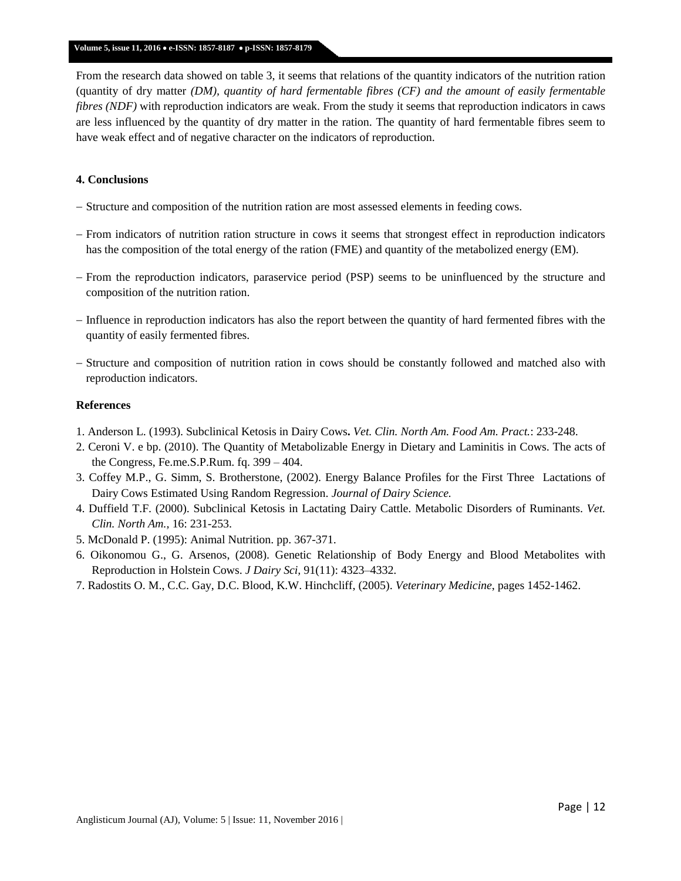From the research data showed on table 3, it seems that relations of the quantity indicators of the nutrition ration (quantity of dry matter *(DM), quantity of hard fermentable fibres (CF) and the amount of easily fermentable fibres (NDF)* with reproduction indicators are weak. From the study it seems that reproduction indicators in caws are less influenced by the quantity of dry matter in the ration. The quantity of hard fermentable fibres seem to have weak effect and of negative character on the indicators of reproduction.

## 4. Conclusions

- Structure and composition of the nutrition ration are most assessed elements in feeding cows.
- From indicators of nutrition ration structure in cows it seems that strongest effect in reproduction indicators has the composition of the total energy of the ration (FME) and quantity of the metabolized energy (EM).
- From the reproduction indicators, paraservice period (PSP) seems to be uninfluenced by the structure and composition of the nutrition ration.
- Influence in reproduction indicators has also the report between the quantity of hard fermented fibres with the quantity of easily fermented fibres.
- Structure and composition of nutrition ration in cows should be constantly followed and matched also with reproduction indicators.

## References

1. Anderson L. (1993). Subclinical Ketosis in Dairy Cows**.** *Vet. Clin. North Am. Food Am. Pract.*: 233-248.
2. Ceroni V. e bp. (2010). The Quantity of Metabolizable Energy in Dietary and Laminitis in Cows. The acts of the Congress, Fe.me.S.P.Rum. fq. 399 – 404.
3. Coffey M.P., G. Simm, S. Brotherstone, (2002). Energy Balance Profiles for the First Three Lactations of Dairy Cows Estimated Using Random Regression. *Journal of Dairy Science.*
4. Duffield T.F. (2000). Subclinical Ketosis in Lactating Dairy Cattle. Metabolic Disorders of Ruminants. *Vet. Clin. North Am.*, 16: 231-253.
5. McDonald P. (1995): Animal Nutrition. pp. 367-371.
6. Oikonomou G., G. Arsenos, (2008). Genetic Relationship of Body Energy and Blood Metabolites with Reproduction in Holstein Cows. *J Dairy Sci*, 91(11): 4323–4332.
7. Radostits O. M., C.C. Gay, D.C. Blood, K.W. Hinchcliff, (2005). *Veterinary Medicine*, pages 1452-1462.